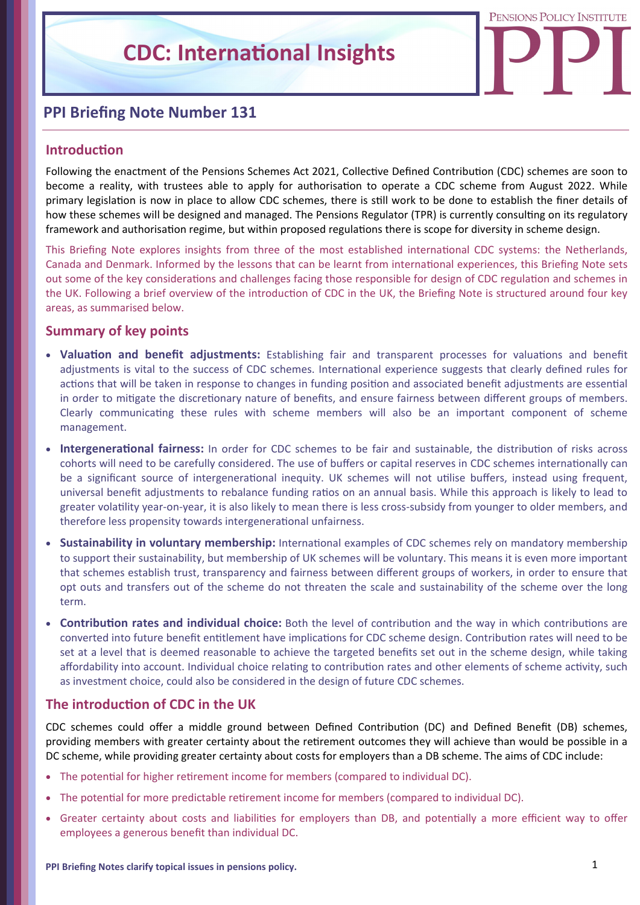# CDC: International Insights

PENSIONS POLICY INSTITUTE

## PPI Briefing Note Number 131

### Introduction

Following the enactment of the Pensions Schemes Act 2021, Collective Defined Contribution (CDC) schemes are soon to become a reality, with trustees able to apply for authorisation to operate a CDC scheme from August 2022. While primary legislation is now in place to allow CDC schemes, there is still work to be done to establish the finer details of how these schemes will be designed and managed. The Pensions Regulator (TPR) is currently consulting on its regulatory framework and authorisation regime, but within proposed regulations there is scope for diversity in scheme design.

This Briefing Note explores insights from three of the most established international CDC systems: the Netherlands, Canada and Denmark. Informed by the lessons that can be learnt from international experiences, this Briefing Note sets out some of the key considerations and challenges facing those responsible for design of CDC regulation and schemes in the UK. Following a brief overview of the introduction of CDC in the UK, the Briefing Note is structured around four key areas, as summarised below.

### Summary of key points

- **Valuation and benefit adjustments:** Establishing fair and transparent processes for valuations and benefit adjustments is vital to the success of CDC schemes. International experience suggests that clearly defined rules for actions that will be taken in response to changes in funding position and associated benefit adjustments are essential in order to mitigate the discretionary nature of benefits, and ensure fairness between different groups of members. Clearly communicating these rules with scheme members will also be an important component of scheme management.
- **Intergenerational fairness:** In order for CDC schemes to be fair and sustainable, the distribution of risks across cohorts will need to be carefully considered. The use of buffers or capital reserves in CDC schemes internationally can be a significant source of intergenerational inequity. UK schemes will not utilise buffers, instead using frequent, universal benefit adjustments to rebalance funding ratios on an annual basis. While this approach is likely to lead to greater volatility year-on-year, it is also likely to mean there is less cross-subsidy from younger to older members, and therefore less propensity towards intergenerational unfairness.
- **Sustainability in voluntary membership:** International examples of CDC schemes rely on mandatory membership to support their sustainability, but membership of UK schemes will be voluntary. This means it is even more important that schemes establish trust, transparency and fairness between different groups of workers, in order to ensure that opt outs and transfers out of the scheme do not threaten the scale and sustainability of the scheme over the long term.
- **Contribution rates and individual choice:** Both the level of contribution and the way in which contributions are converted into future benefit entitlement have implications for CDC scheme design. Contribution rates will need to be set at a level that is deemed reasonable to achieve the targeted benefits set out in the scheme design, while taking affordability into account. Individual choice relating to contribution rates and other elements of scheme activity, such as investment choice, could also be considered in the design of future CDC schemes.

### The introduction of CDC in the UK

CDC schemes could offer a middle ground between Defined Contribution (DC) and Defined Benefit (DB) schemes, providing members with greater certainty about the retirement outcomes they will achieve than would be possible in a DC scheme, while providing greater certainty about costs for employers than a DB scheme. The aims of CDC include:

- The potential for higher retirement income for members (compared to individual DC).
- The potential for more predictable retirement income for members (compared to individual DC).
- Greater certainty about costs and liabilities for employers than DB, and potentially a more efficient way to offer employees a generous benefit than individual DC.

**PPI Briefing Notes clarify topical issues in pensions policy.**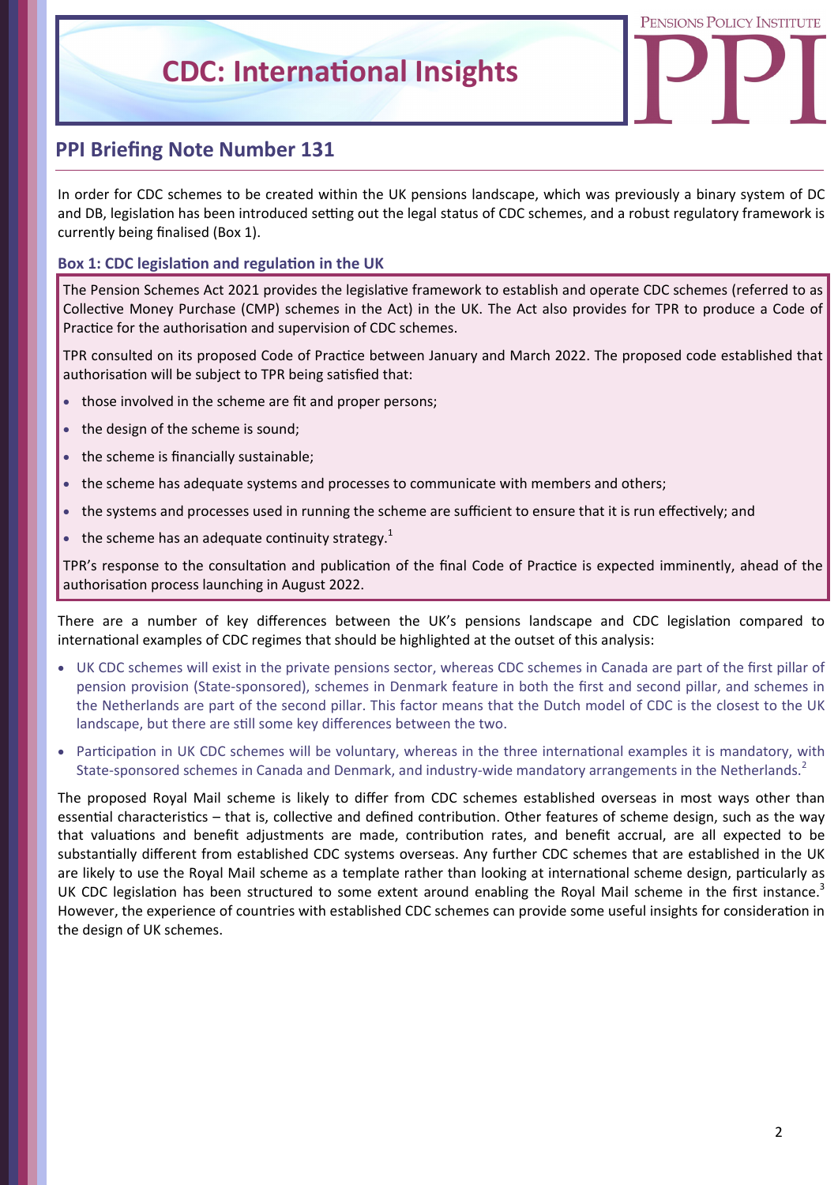## PPI Briefing Note Number 131

In order for CDC schemes to be created within the UK pensions landscape, which was previously a binary system of DC and DB, legislation has been introduced setting out the legal status of CDC schemes, and a robust regulatory framework is currently being finalised (Box 1).

### Box 1: CDC legislation and regulation in the UK

The Pension Schemes Act 2021 provides the legislative framework to establish and operate CDC schemes (referred to as Collective Money Purchase (CMP) schemes in the Act) in the UK. The Act also provides for TPR to produce a Code of Practice for the authorisation and supervision of CDC schemes.

TPR consulted on its proposed Code of Practice between January and March 2022. The proposed code established that authorisation will be subject to TPR being satisfied that:

- those involved in the scheme are fit and proper persons;
- the design of the scheme is sound;
- the scheme is financially sustainable;
- the scheme has adequate systems and processes to communicate with members and others;
- the systems and processes used in running the scheme are sufficient to ensure that it is run effectively; and
- the scheme has an adequate continuity strategy.[1]

TPR's response to the consultation and publication of the final Code of Practice is expected imminently, ahead of the authorisation process launching in August 2022.

There are a number of key differences between the UK's pensions landscape and CDC legislation compared to international examples of CDC regimes that should be highlighted at the outset of this analysis:

- UK CDC schemes will exist in the private pensions sector, whereas CDC schemes in Canada are part of the first pillar of pension provision (State-sponsored), schemes in Denmark feature in both the first and second pillar, and schemes in the Netherlands are part of the second pillar. This factor means that the Dutch model of CDC is the closest to the UK landscape, but there are still some key differences between the two.
- Participation in UK CDC schemes will be voluntary, whereas in the three international examples it is mandatory, with State-sponsored schemes in Canada and Denmark, and industry-wide mandatory arrangements in the Netherlands.[2]

The proposed Royal Mail scheme is likely to differ from CDC schemes established overseas in most ways other than essential characteristics – that is, collective and defined contribution. Other features of scheme design, such as the way that valuations and benefit adjustments are made, contribution rates, and benefit accrual, are all expected to be substantially different from established CDC systems overseas. Any further CDC schemes that are established in the UK are likely to use the Royal Mail scheme as a template rather than looking at international scheme design, particularly as UK CDC legislation has been structured to some extent around enabling the Royal Mail scheme in the first instance.[3] However, the experience of countries with established CDC schemes can provide some useful insights for consideration in the design of UK schemes.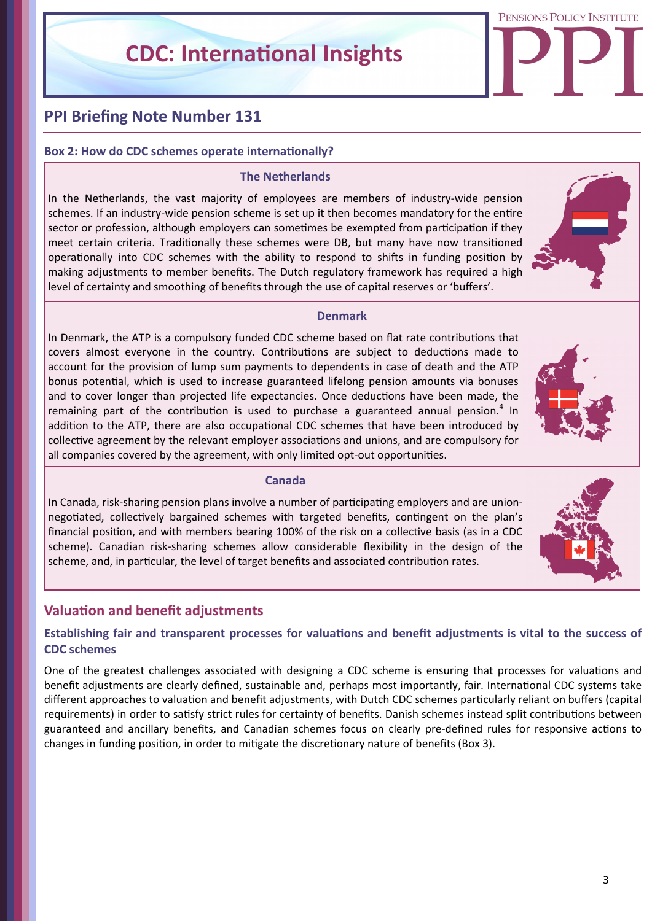## Box 2: How do CDC schemes operate internationally?

### The Netherlands

In the Netherlands, the vast majority of employees are members of industry-wide pension schemes. If an industry-wide pension scheme is set up it then becomes mandatory for the entire sector or profession, although employers can sometimes be exempted from participation if they meet certain criteria. Traditionally these schemes were DB, but many have now transitioned operationally into CDC schemes with the ability to respond to shifts in funding position by making adjustments to member benefits. The Dutch regulatory framework has required a high level of certainty and smoothing of benefits through the use of capital reserves or 'buffers'.

### Denmark

In Denmark, the ATP is a compulsory funded CDC scheme based on flat rate contributions that covers almost everyone in the country. Contributions are subject to deductions made to account for the provision of lump sum payments to dependents in case of death and the ATP bonus potential, which is used to increase guaranteed lifelong pension amounts via bonuses and to cover longer than projected life expectancies. Once deductions have been made, the remaining part of the contribution is used to purchase a guaranteed annual pension.[4] In addition to the ATP, there are also occupational CDC schemes that have been introduced by collective agreement by the relevant employer associations and unions, and are compulsory for all companies covered by the agreement, with only limited opt-out opportunities.

### Canada

In Canada, risk-sharing pension plans involve a number of participating employers and are union-negotiated, collectively bargained schemes with targeted benefits, contingent on the plan's financial position, and with members bearing 100% of the risk on a collective basis (as in a CDC scheme). Canadian risk-sharing schemes allow considerable flexibility in the design of the scheme, and, in particular, the level of target benefits and associated contribution rates.

## Valuation and benefit adjustments

### Establishing fair and transparent processes for valuations and benefit adjustments is vital to the success of CDC schemes

One of the greatest challenges associated with designing a CDC scheme is ensuring that processes for valuations and benefit adjustments are clearly defined, sustainable and, perhaps most importantly, fair. International CDC systems take different approaches to valuation and benefit adjustments, with Dutch CDC schemes particularly reliant on buffers (capital requirements) in order to satisfy strict rules for certainty of benefits. Danish schemes instead split contributions between guaranteed and ancillary benefits, and Canadian schemes focus on clearly pre-defined rules for responsive actions to changes in funding position, in order to mitigate the discretionary nature of benefits (Box 3).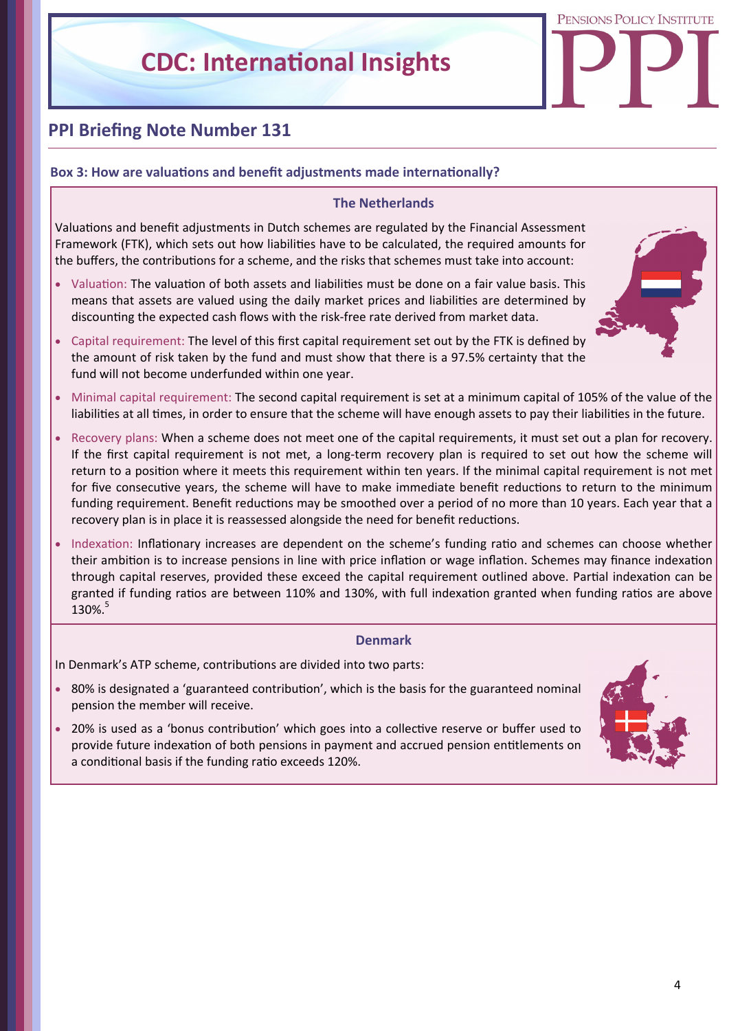## Box 3: How are valuations and benefit adjustments made internationally?

### The Netherlands

Valuations and benefit adjustments in Dutch schemes are regulated by the Financial Assessment Framework (FTK), which sets out how liabilities have to be calculated, the required amounts for the buffers, the contributions for a scheme, and the risks that schemes must take into account:

- Valuation: The valuation of both assets and liabilities must be done on a fair value basis. This means that assets are valued using the daily market prices and liabilities are determined by discounting the expected cash flows with the risk-free rate derived from market data.
- Capital requirement: The level of this first capital requirement set out by the FTK is defined by the amount of risk taken by the fund and must show that there is a 97.5% certainty that the fund will not become underfunded within one year.
- Minimal capital requirement: The second capital requirement is set at a minimum capital of 105% of the value of the liabilities at all times, in order to ensure that the scheme will have enough assets to pay their liabilities in the future.
- Recovery plans: When a scheme does not meet one of the capital requirements, it must set out a plan for recovery. If the first capital requirement is not met, a long-term recovery plan is required to set out how the scheme will return to a position where it meets this requirement within ten years. If the minimal capital requirement is not met for five consecutive years, the scheme will have to make immediate benefit reductions to return to the minimum funding requirement. Benefit reductions may be smoothed over a period of no more than 10 years. Each year that a recovery plan is in place it is reassessed alongside the need for benefit reductions.
- Indexation: Inflationary increases are dependent on the scheme's funding ratio and schemes can choose whether their ambition is to increase pensions in line with price inflation or wage inflation. Schemes may finance indexation through capital reserves, provided these exceed the capital requirement outlined above. Partial indexation can be granted if funding ratios are between 110% and 130%, with full indexation granted when funding ratios are above 130%.[5]

### Denmark

In Denmark's ATP scheme, contributions are divided into two parts:

- 80% is designated a 'guaranteed contribution', which is the basis for the guaranteed nominal pension the member will receive.
- 20% is used as a 'bonus contribution' which goes into a collective reserve or buffer used to provide future indexation of both pensions in payment and accrued pension entitlements on a conditional basis if the funding ratio exceeds 120%.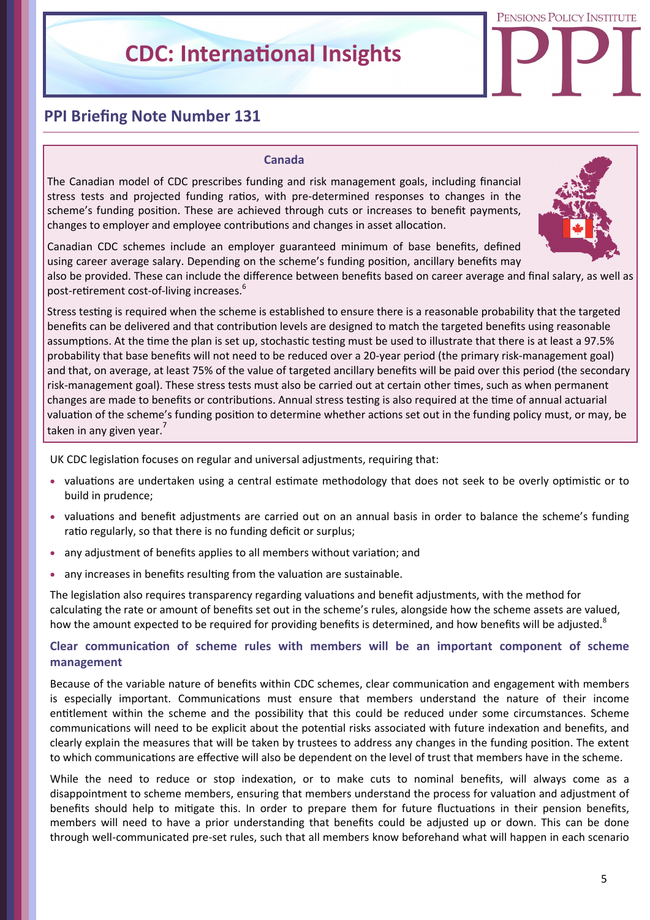### Canada

The Canadian model of CDC prescribes funding and risk management goals, including financial stress tests and projected funding ratios, with pre-determined responses to changes in the scheme's funding position. These are achieved through cuts or increases to benefit payments, changes to employer and employee contributions and changes in asset allocation.

Canadian CDC schemes include an employer guaranteed minimum of base benefits, defined using career average salary. Depending on the scheme's funding position, ancillary benefits may also be provided. These can include the difference between benefits based on career average and final salary, as well as post-retirement cost-of-living increases.[6]

Stress testing is required when the scheme is established to ensure there is a reasonable probability that the targeted benefits can be delivered and that contribution levels are designed to match the targeted benefits using reasonable assumptions. At the time the plan is set up, stochastic testing must be used to illustrate that there is at least a 97.5% probability that base benefits will not need to be reduced over a 20-year period (the primary risk-management goal) and that, on average, at least 75% of the value of targeted ancillary benefits will be paid over this period (the secondary risk-management goal). These stress tests must also be carried out at certain other times, such as when permanent changes are made to benefits or contributions. Annual stress testing is also required at the time of annual actuarial valuation of the scheme's funding position to determine whether actions set out in the funding policy must, or may, be taken in any given year.[7]

UK CDC legislation focuses on regular and universal adjustments, requiring that:

- valuations are undertaken using a central estimate methodology that does not seek to be overly optimistic or to build in prudence;
- valuations and benefit adjustments are carried out on an annual basis in order to balance the scheme's funding ratio regularly, so that there is no funding deficit or surplus;
- any adjustment of benefits applies to all members without variation; and
- any increases in benefits resulting from the valuation are sustainable.

The legislation also requires transparency regarding valuations and benefit adjustments, with the method for calculating the rate or amount of benefits set out in the scheme's rules, alongside how the scheme assets are valued, how the amount expected to be required for providing benefits is determined, and how benefits will be adjusted.[8]

### Clear communication of scheme rules with members will be an important component of scheme management

Because of the variable nature of benefits within CDC schemes, clear communication and engagement with members is especially important. Communications must ensure that members understand the nature of their income entitlement within the scheme and the possibility that this could be reduced under some circumstances. Scheme communications will need to be explicit about the potential risks associated with future indexation and benefits, and clearly explain the measures that will be taken by trustees to address any changes in the funding position. The extent to which communications are effective will also be dependent on the level of trust that members have in the scheme.

While the need to reduce or stop indexation, or to make cuts to nominal benefits, will always come as a disappointment to scheme members, ensuring that members understand the process for valuation and adjustment of benefits should help to mitigate this. In order to prepare them for future fluctuations in their pension benefits, members will need to have a prior understanding that benefits could be adjusted up or down. This can be done through well-communicated pre-set rules, such that all members know beforehand what will happen in each scenario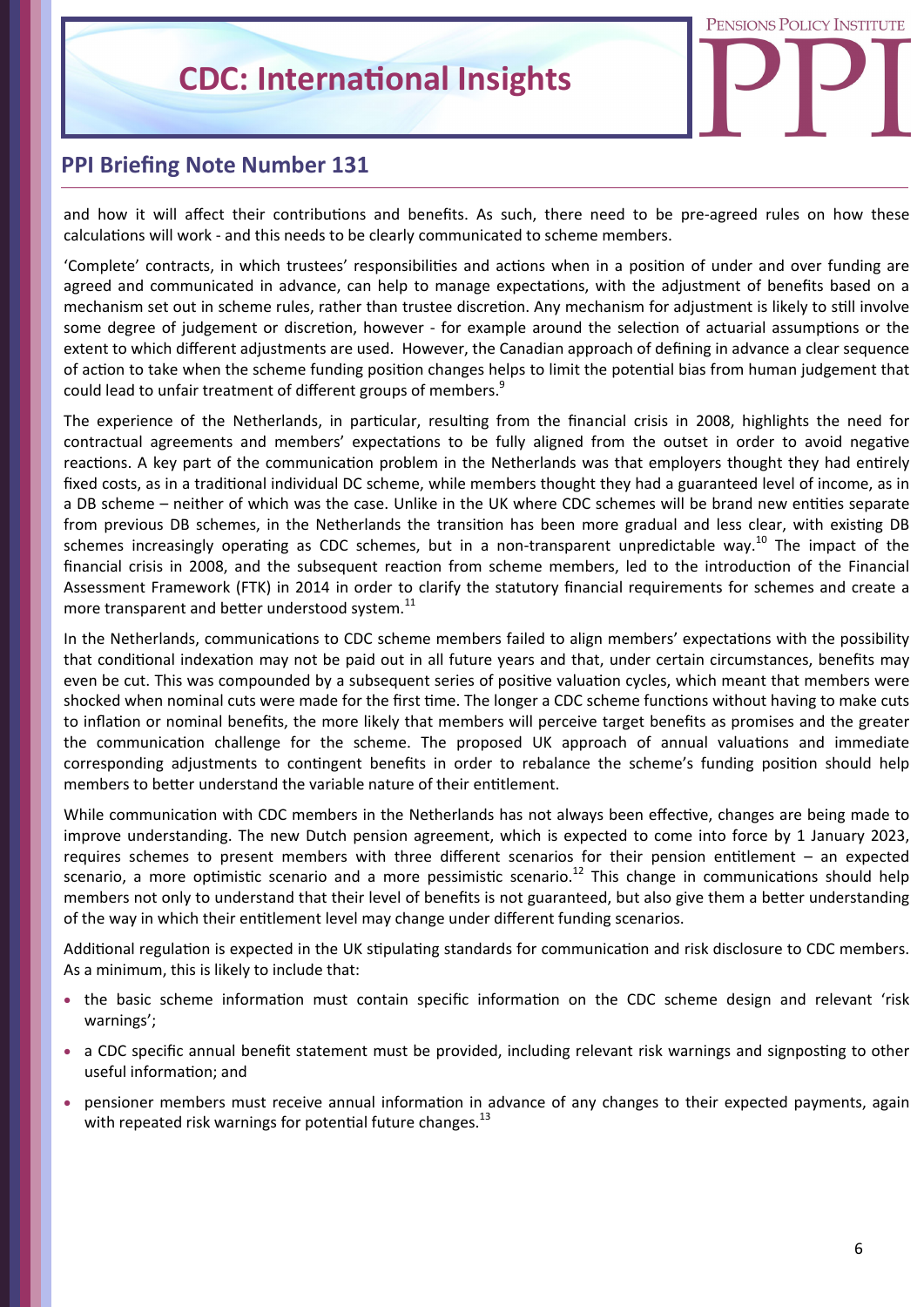and how it will affect their contributions and benefits. As such, there need to be pre-agreed rules on how these calculations will work - and this needs to be clearly communicated to scheme members.

'Complete' contracts, in which trustees' responsibilities and actions when in a position of under and over funding are agreed and communicated in advance, can help to manage expectations, with the adjustment of benefits based on a mechanism set out in scheme rules, rather than trustee discretion. Any mechanism for adjustment is likely to still involve some degree of judgement or discretion, however - for example around the selection of actuarial assumptions or the extent to which different adjustments are used. However, the Canadian approach of defining in advance a clear sequence of action to take when the scheme funding position changes helps to limit the potential bias from human judgement that could lead to unfair treatment of different groups of members.[9]

The experience of the Netherlands, in particular, resulting from the financial crisis in 2008, highlights the need for contractual agreements and members' expectations to be fully aligned from the outset in order to avoid negative reactions. A key part of the communication problem in the Netherlands was that employers thought they had entirely fixed costs, as in a traditional individual DC scheme, while members thought they had a guaranteed level of income, as in a DB scheme – neither of which was the case. Unlike in the UK where CDC schemes will be brand new entities separate from previous DB schemes, in the Netherlands the transition has been more gradual and less clear, with existing DB schemes increasingly operating as CDC schemes, but in a non-transparent unpredictable way.[10] The impact of the financial crisis in 2008, and the subsequent reaction from scheme members, led to the introduction of the Financial Assessment Framework (FTK) in 2014 in order to clarify the statutory financial requirements for schemes and create a more transparent and better understood system.[11]

In the Netherlands, communications to CDC scheme members failed to align members' expectations with the possibility that conditional indexation may not be paid out in all future years and that, under certain circumstances, benefits may even be cut. This was compounded by a subsequent series of positive valuation cycles, which meant that members were shocked when nominal cuts were made for the first time. The longer a CDC scheme functions without having to make cuts to inflation or nominal benefits, the more likely that members will perceive target benefits as promises and the greater the communication challenge for the scheme. The proposed UK approach of annual valuations and immediate corresponding adjustments to contingent benefits in order to rebalance the scheme's funding position should help members to better understand the variable nature of their entitlement.

While communication with CDC members in the Netherlands has not always been effective, changes are being made to improve understanding. The new Dutch pension agreement, which is expected to come into force by 1 January 2023, requires schemes to present members with three different scenarios for their pension entitlement – an expected scenario, a more optimistic scenario and a more pessimistic scenario.[12] This change in communications should help members not only to understand that their level of benefits is not guaranteed, but also give them a better understanding of the way in which their entitlement level may change under different funding scenarios.

Additional regulation is expected in the UK stipulating standards for communication and risk disclosure to CDC members. As a minimum, this is likely to include that:

- the basic scheme information must contain specific information on the CDC scheme design and relevant 'risk warnings';
- a CDC specific annual benefit statement must be provided, including relevant risk warnings and signposting to other useful information; and
- pensioner members must receive annual information in advance of any changes to their expected payments, again with repeated risk warnings for potential future changes.[13]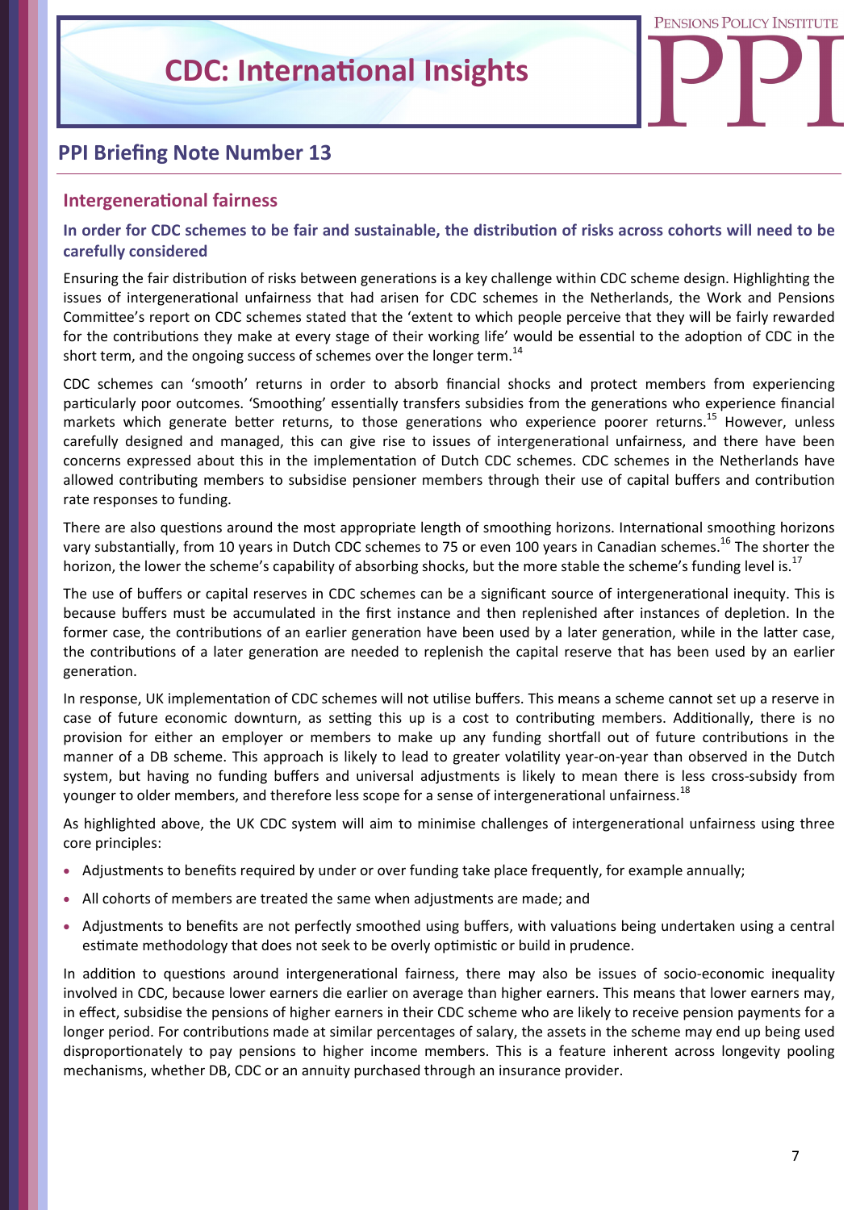## PPI Briefing Note Number 13

### Intergenerational fairness

#### In order for CDC schemes to be fair and sustainable, the distribution of risks across cohorts will need to be carefully considered

Ensuring the fair distribution of risks between generations is a key challenge within CDC scheme design. Highlighting the issues of intergenerational unfairness that had arisen for CDC schemes in the Netherlands, the Work and Pensions Committee's report on CDC schemes stated that the 'extent to which people perceive that they will be fairly rewarded for the contributions they make at every stage of their working life' would be essential to the adoption of CDC in the short term, and the ongoing success of schemes over the longer term.[14]

CDC schemes can 'smooth' returns in order to absorb financial shocks and protect members from experiencing particularly poor outcomes. 'Smoothing' essentially transfers subsidies from the generations who experience financial markets which generate better returns, to those generations who experience poorer returns.[15] However, unless carefully designed and managed, this can give rise to issues of intergenerational unfairness, and there have been concerns expressed about this in the implementation of Dutch CDC schemes. CDC schemes in the Netherlands have allowed contributing members to subsidise pensioner members through their use of capital buffers and contribution rate responses to funding.

There are also questions around the most appropriate length of smoothing horizons. International smoothing horizons vary substantially, from 10 years in Dutch CDC schemes to 75 or even 100 years in Canadian schemes.[16] The shorter the horizon, the lower the scheme's capability of absorbing shocks, but the more stable the scheme's funding level is.[17]

The use of buffers or capital reserves in CDC schemes can be a significant source of intergenerational inequity. This is because buffers must be accumulated in the first instance and then replenished after instances of depletion. In the former case, the contributions of an earlier generation have been used by a later generation, while in the latter case, the contributions of a later generation are needed to replenish the capital reserve that has been used by an earlier generation.

In response, UK implementation of CDC schemes will not utilise buffers. This means a scheme cannot set up a reserve in case of future economic downturn, as setting this up is a cost to contributing members. Additionally, there is no provision for either an employer or members to make up any funding shortfall out of future contributions in the manner of a DB scheme. This approach is likely to lead to greater volatility year-on-year than observed in the Dutch system, but having no funding buffers and universal adjustments is likely to mean there is less cross-subsidy from younger to older members, and therefore less scope for a sense of intergenerational unfairness.[18]

As highlighted above, the UK CDC system will aim to minimise challenges of intergenerational unfairness using three core principles:

- Adjustments to benefits required by under or over funding take place frequently, for example annually;
- All cohorts of members are treated the same when adjustments are made; and
- Adjustments to benefits are not perfectly smoothed using buffers, with valuations being undertaken using a central estimate methodology that does not seek to be overly optimistic or build in prudence.

In addition to questions around intergenerational fairness, there may also be issues of socio-economic inequality involved in CDC, because lower earners die earlier on average than higher earners. This means that lower earners may, in effect, subsidise the pensions of higher earners in their CDC scheme who are likely to receive pension payments for a longer period. For contributions made at similar percentages of salary, the assets in the scheme may end up being used disproportionately to pay pensions to higher income members. This is a feature inherent across longevity pooling mechanisms, whether DB, CDC or an annuity purchased through an insurance provider.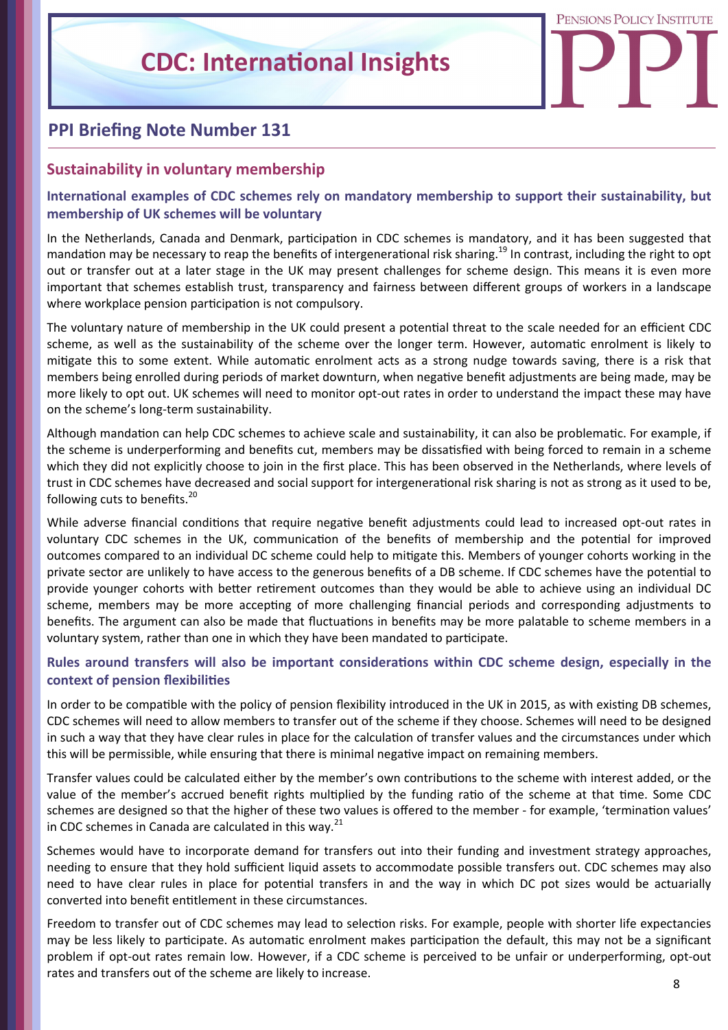## Sustainability in voluntary membership

### International examples of CDC schemes rely on mandatory membership to support their sustainability, but membership of UK schemes will be voluntary

In the Netherlands, Canada and Denmark, participation in CDC schemes is mandatory, and it has been suggested that mandation may be necessary to reap the benefits of intergenerational risk sharing.[19] In contrast, including the right to opt out or transfer out at a later stage in the UK may present challenges for scheme design. This means it is even more important that schemes establish trust, transparency and fairness between different groups of workers in a landscape where workplace pension participation is not compulsory.

The voluntary nature of membership in the UK could present a potential threat to the scale needed for an efficient CDC scheme, as well as the sustainability of the scheme over the longer term. However, automatic enrolment is likely to mitigate this to some extent. While automatic enrolment acts as a strong nudge towards saving, there is a risk that members being enrolled during periods of market downturn, when negative benefit adjustments are being made, may be more likely to opt out. UK schemes will need to monitor opt-out rates in order to understand the impact these may have on the scheme's long-term sustainability.

Although mandation can help CDC schemes to achieve scale and sustainability, it can also be problematic. For example, if the scheme is underperforming and benefits cut, members may be dissatisfied with being forced to remain in a scheme which they did not explicitly choose to join in the first place. This has been observed in the Netherlands, where levels of trust in CDC schemes have decreased and social support for intergenerational risk sharing is not as strong as it used to be, following cuts to benefits.[20]

While adverse financial conditions that require negative benefit adjustments could lead to increased opt-out rates in voluntary CDC schemes in the UK, communication of the benefits of membership and the potential for improved outcomes compared to an individual DC scheme could help to mitigate this. Members of younger cohorts working in the private sector are unlikely to have access to the generous benefits of a DB scheme. If CDC schemes have the potential to provide younger cohorts with better retirement outcomes than they would be able to achieve using an individual DC scheme, members may be more accepting of more challenging financial periods and corresponding adjustments to benefits. The argument can also be made that fluctuations in benefits may be more palatable to scheme members in a voluntary system, rather than one in which they have been mandated to participate.

### Rules around transfers will also be important considerations within CDC scheme design, especially in the context of pension flexibilities

In order to be compatible with the policy of pension flexibility introduced in the UK in 2015, as with existing DB schemes, CDC schemes will need to allow members to transfer out of the scheme if they choose. Schemes will need to be designed in such a way that they have clear rules in place for the calculation of transfer values and the circumstances under which this will be permissible, while ensuring that there is minimal negative impact on remaining members.

Transfer values could be calculated either by the member's own contributions to the scheme with interest added, or the value of the member's accrued benefit rights multiplied by the funding ratio of the scheme at that time. Some CDC schemes are designed so that the higher of these two values is offered to the member - for example, 'termination values' in CDC schemes in Canada are calculated in this way.[21]

Schemes would have to incorporate demand for transfers out into their funding and investment strategy approaches, needing to ensure that they hold sufficient liquid assets to accommodate possible transfers out. CDC schemes may also need to have clear rules in place for potential transfers in and the way in which DC pot sizes would be actuarially converted into benefit entitlement in these circumstances.

Freedom to transfer out of CDC schemes may lead to selection risks. For example, people with shorter life expectancies may be less likely to participate. As automatic enrolment makes participation the default, this may not be a significant problem if opt-out rates remain low. However, if a CDC scheme is perceived to be unfair or underperforming, opt-out rates and transfers out of the scheme are likely to increase.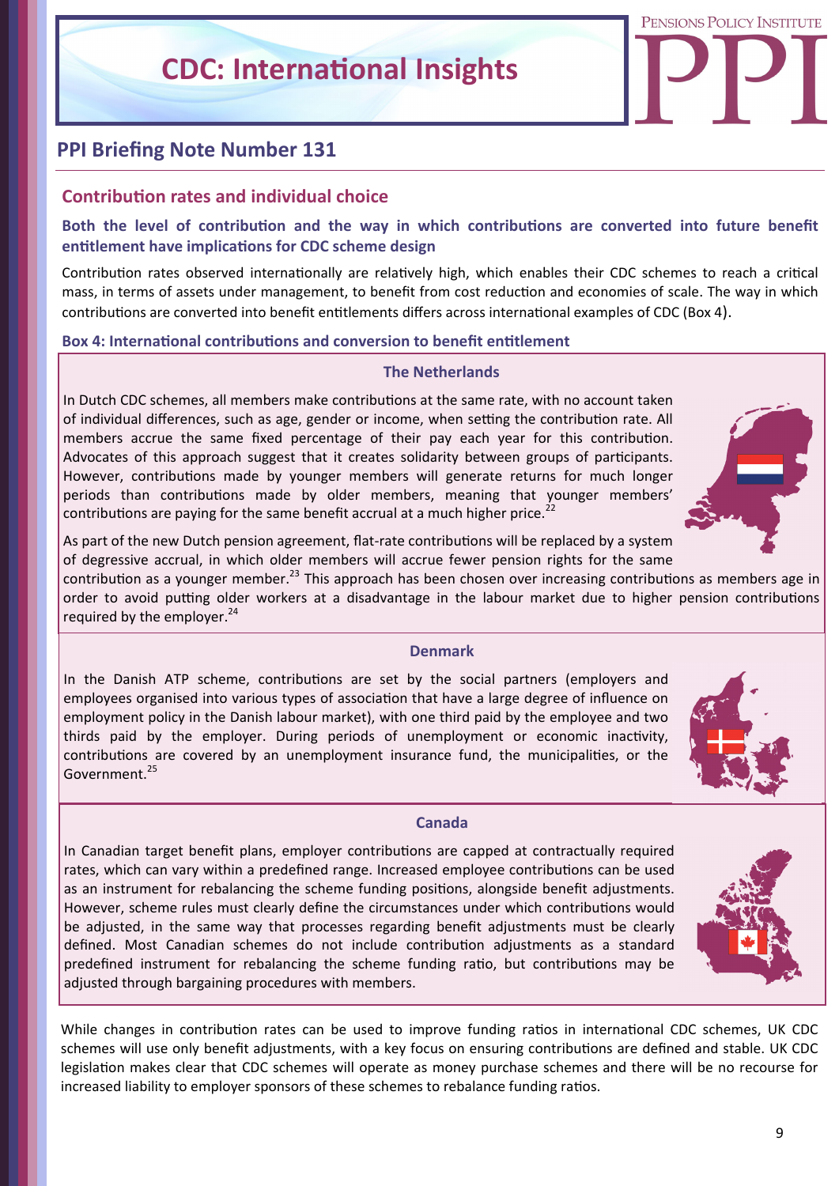## Contribution rates and individual choice

**Both the level of contribution and the way in which contributions are converted into future benefit entitlement have implications for CDC scheme design**

Contribution rates observed internationally are relatively high, which enables their CDC schemes to reach a critical mass, in terms of assets under management, to benefit from cost reduction and economies of scale. The way in which contributions are converted into benefit entitlements differs across international examples of CDC (Box 4).

**Box 4: International contributions and conversion to benefit entitlement**

### The Netherlands

In Dutch CDC schemes, all members make contributions at the same rate, with no account taken of individual differences, such as age, gender or income, when setting the contribution rate. All members accrue the same fixed percentage of their pay each year for this contribution. Advocates of this approach suggest that it creates solidarity between groups of participants. However, contributions made by younger members will generate returns for much longer periods than contributions made by older members, meaning that younger members' contributions are paying for the same benefit accrual at a much higher price.[22]

As part of the new Dutch pension agreement, flat-rate contributions will be replaced by a system of degressive accrual, in which older members will accrue fewer pension rights for the same contribution as a younger member.[23] This approach has been chosen over increasing contributions as members age in order to avoid putting older workers at a disadvantage in the labour market due to higher pension contributions required by the employer.[24]

### Denmark

In the Danish ATP scheme, contributions are set by the social partners (employers and employees organised into various types of association that have a large degree of influence on employment policy in the Danish labour market), with one third paid by the employee and two thirds paid by the employer. During periods of unemployment or economic inactivity, contributions are covered by an unemployment insurance fund, the municipalities, or the Government.[25]

### Canada

In Canadian target benefit plans, employer contributions are capped at contractually required rates, which can vary within a predefined range. Increased employee contributions can be used as an instrument for rebalancing the scheme funding positions, alongside benefit adjustments. However, scheme rules must clearly define the circumstances under which contributions would be adjusted, in the same way that processes regarding benefit adjustments must be clearly defined. Most Canadian schemes do not include contribution adjustments as a standard predefined instrument for rebalancing the scheme funding ratio, but contributions may be adjusted through bargaining procedures with members.

While changes in contribution rates can be used to improve funding ratios in international CDC schemes, UK CDC schemes will use only benefit adjustments, with a key focus on ensuring contributions are defined and stable. UK CDC legislation makes clear that CDC schemes will operate as money purchase schemes and there will be no recourse for increased liability to employer sponsors of these schemes to rebalance funding ratios.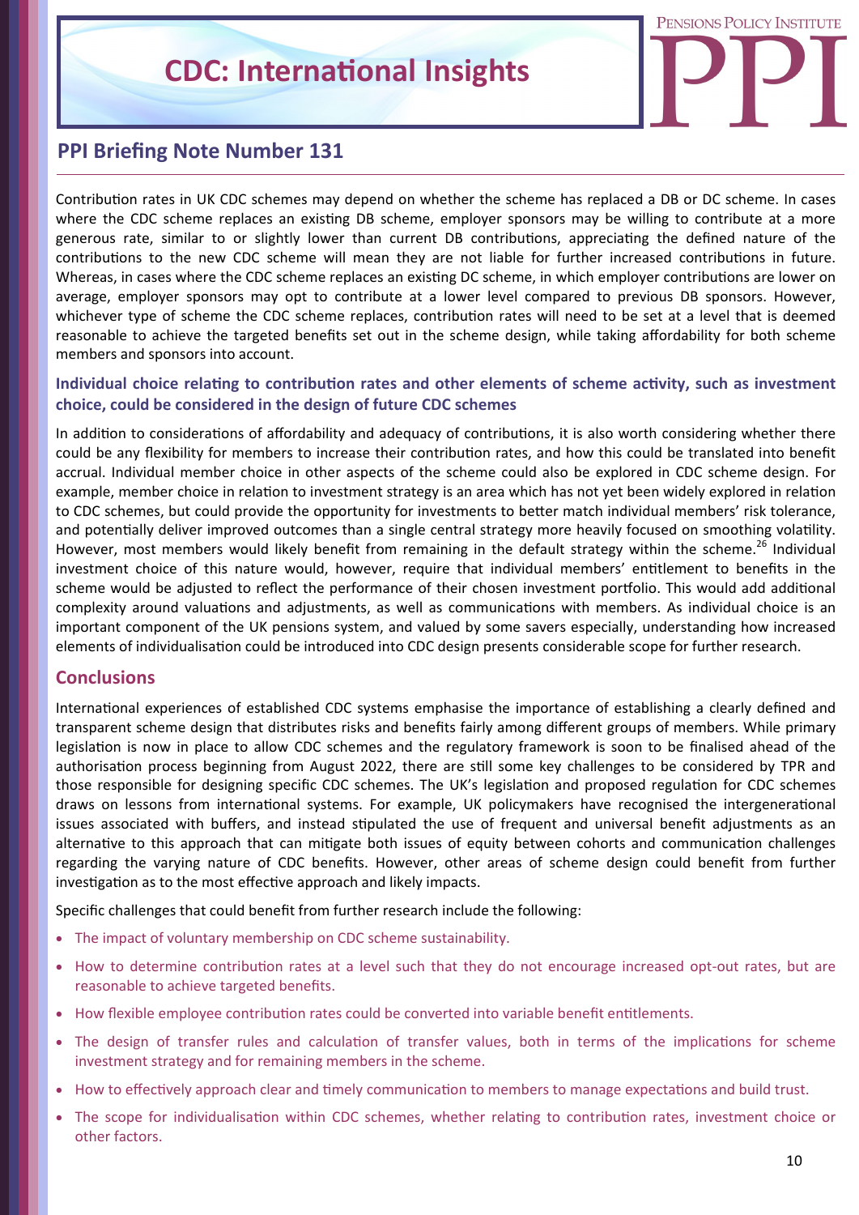Contribution rates in UK CDC schemes may depend on whether the scheme has replaced a DB or DC scheme. In cases where the CDC scheme replaces an existing DB scheme, employer sponsors may be willing to contribute at a more generous rate, similar to or slightly lower than current DB contributions, appreciating the defined nature of the contributions to the new CDC scheme will mean they are not liable for further increased contributions in future. Whereas, in cases where the CDC scheme replaces an existing DC scheme, in which employer contributions are lower on average, employer sponsors may opt to contribute at a lower level compared to previous DB sponsors. However, whichever type of scheme the CDC scheme replaces, contribution rates will need to be set at a level that is deemed reasonable to achieve the targeted benefits set out in the scheme design, while taking affordability for both scheme members and sponsors into account.

### Individual choice relating to contribution rates and other elements of scheme activity, such as investment choice, could be considered in the design of future CDC schemes

In addition to considerations of affordability and adequacy of contributions, it is also worth considering whether there could be any flexibility for members to increase their contribution rates, and how this could be translated into benefit accrual. Individual member choice in other aspects of the scheme could also be explored in CDC scheme design. For example, member choice in relation to investment strategy is an area which has not yet been widely explored in relation to CDC schemes, but could provide the opportunity for investments to better match individual members' risk tolerance, and potentially deliver improved outcomes than a single central strategy more heavily focused on smoothing volatility. However, most members would likely benefit from remaining in the default strategy within the scheme.[26] Individual investment choice of this nature would, however, require that individual members' entitlement to benefits in the scheme would be adjusted to reflect the performance of their chosen investment portfolio. This would add additional complexity around valuations and adjustments, as well as communications with members. As individual choice is an important component of the UK pensions system, and valued by some savers especially, understanding how increased elements of individualisation could be introduced into CDC design presents considerable scope for further research.

## Conclusions

International experiences of established CDC systems emphasise the importance of establishing a clearly defined and transparent scheme design that distributes risks and benefits fairly among different groups of members. While primary legislation is now in place to allow CDC schemes and the regulatory framework is soon to be finalised ahead of the authorisation process beginning from August 2022, there are still some key challenges to be considered by TPR and those responsible for designing specific CDC schemes. The UK's legislation and proposed regulation for CDC schemes draws on lessons from international systems. For example, UK policymakers have recognised the intergenerational issues associated with buffers, and instead stipulated the use of frequent and universal benefit adjustments as an alternative to this approach that can mitigate both issues of equity between cohorts and communication challenges regarding the varying nature of CDC benefits. However, other areas of scheme design could benefit from further investigation as to the most effective approach and likely impacts.

Specific challenges that could benefit from further research include the following:

- The impact of voluntary membership on CDC scheme sustainability.
- How to determine contribution rates at a level such that they do not encourage increased opt-out rates, but are reasonable to achieve targeted benefits.
- How flexible employee contribution rates could be converted into variable benefit entitlements.
- The design of transfer rules and calculation of transfer values, both in terms of the implications for scheme investment strategy and for remaining members in the scheme.
- How to effectively approach clear and timely communication to members to manage expectations and build trust.
- The scope for individualisation within CDC schemes, whether relating to contribution rates, investment choice or other factors.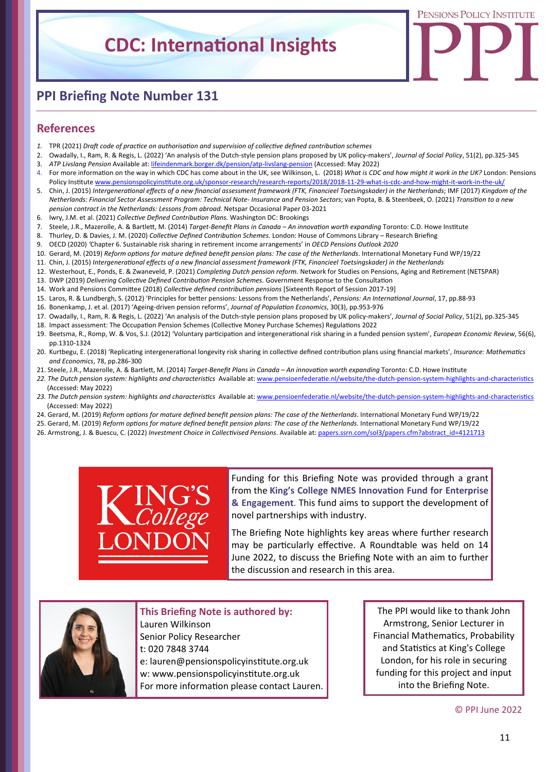# CDC: International Insights

## PPI Briefing Note Number 131

## References

1. TPR (2021) *Draft code of practice on authorisation and supervision of collective defined contribution schemes*
2. Owadally, I., Ram, R. & Regis, L. (2022) 'An analysis of the Dutch-style pension plans proposed by UK policy-makers', *Journal of Social Policy*, 51(2), pp.325-345
3. *ATP Livslang Pension* Available at: lifeindenmark.borger.dk/pension/atp-livslang-pension (Accessed: May 2022)
4. For more information on the way in which CDC has come about in the UK, see Wilkinson, L. (2018) *What is CDC and how might it work in the UK?* London: Pensions Policy Institute www.pensionspolicyinstitute.org.uk/sponsor-research/research-reports/2018/2018-11-29-what-is-cdc-and-how-might-it-work-in-the-uk/
5. Chin, J. (2015) *Intergenerational effects of a new financial assessment framework (FTK, Financieel Toetsingskader) in the Netherlands*; IMF (2017) *Kingdom of the Netherlands: Financial Sector Assessment Program: Technical Note- Insurance and Pension Sectors*; van Popta, B. & Steenbeek, O. (2021) *Transition to a new pension contract in the Netherlands: Lessons from abroad.* Netspar Occasional Paper 03-2021
6. Iwry, J.M. et al. (2021) *Collective Defined Contribution Plans.* Washington DC: Brookings
7. Steele, J.R., Mazerolle, A. & Bartlett, M. (2014) *Target-Benefit Plans in Canada – An innovation worth expanding* Toronto: C.D. Howe Institute
8. Thurley, D. & Davies, J. M. (2020) *Collective Defined Contribution Schemes.* London: House of Commons Library – Research Briefing
9. OECD (2020) 'Chapter 6. Sustainable risk sharing in retirement income arrangements' in *OECD Pensions Outlook 2020*
10. Gerard, M. (2019) *Reform options for mature defined benefit pension plans: The case of the Netherlands*. International Monetary Fund WP/19/22
11. Chin, J. (2015) *Intergenerational effects of a new financial assessment framework (FTK, Financieel Toetsingskader) in the Netherlands*
12. Westerhout, E., Ponds, E. & Zwaneveld, P. (2021) *Completing Dutch pension reform.* Network for Studies on Pensions, Aging and Retirement (NETSPAR)
13. DWP (2019) *Delivering Collective Defined Contribution Pension Schemes.* Government Response to the Consultation
14. Work and Pensions Committee (2018) *Collective defined contribution pensions* [Sixteenth Report of Session 2017-19]
15. Laros, R. & Lundbergh, S. (2012) 'Principles for better pensions: Lessons from the Netherlands', *Pensions: An International Journal*, 17, pp.88-93
16. Bonenkamp, J. et al. (2017) 'Ageing-driven pension reforms', *Journal of Population Economics*, 30(3), pp.953-976
17. Owadally, I., Ram, R. & Regis, L. (2022) 'An analysis of the Dutch-style pension plans proposed by UK policy-makers', *Journal of Social Policy*, 51(2), pp.325-345
18. Impact assessment: The Occupation Pension Schemes (Collective Money Purchase Schemes) Regulations 2022
19. Beetsma, R., Romp, W. & Vos, S.J. (2012) 'Voluntary participation and intergenerational risk sharing in a funded pension system', *European Economic Review*, 56(6), pp.1310-1324
20. Kurtbegu, E. (2018) 'Replicating intergenerational longevity risk sharing in collective defined contribution plans using financial markets', *Insurance: Mathematics and Economics*, 78, pp.286-300
21. Steele, J.R., Mazerolle, A. & Bartlett, M. (2014) *Target-Benefit Plans in Canada – An innovation worth expanding* Toronto: C.D. Howe Institute
22. *The Dutch pension system: highlights and characteristics* Available at: www.pensioenfederatie.nl/website/the-dutch-pension-system-highlights-and-characteristics (Accessed: May 2022)
23. *The Dutch pension system: highlights and characteristics* Available at: www.pensioenfederatie.nl/website/the-dutch-pension-system-highlights-and-characteristics (Accessed: May 2022)
24. Gerard, M. (2019) *Reform options for mature defined benefit pension plans: The case of the Netherlands*. International Monetary Fund WP/19/22
25. Gerard, M. (2019) *Reform options for mature defined benefit pension plans: The case of the Netherlands*. International Monetary Fund WP/19/22
26. Armstrong, J. & Buescu, C. (2022) *Investment Choice in Collectivised Pensions*. Available at: papers.ssrn.com/sol3/papers.cfm?abstract_id=4121713

Funding for this Briefing Note was provided through a grant from the **King's College NMES Innovation Fund for Enterprise & Engagement**. This fund aims to support the development of novel partnerships with industry.

The Briefing Note highlights key areas where further research may be particularly effective. A Roundtable was held on 14 June 2022, to discuss the Briefing Note with an aim to further the discussion and research in this area.

**This Briefing Note is authored by:**
Lauren Wilkinson
Senior Policy Researcher
t: 020 7848 3744
e: lauren@pensionspolicyinstitute.org.uk
w: www.pensionspolicyinstitute.org.uk
For more information please contact Lauren.

The PPI would like to thank John Armstrong, Senior Lecturer in Financial Mathematics, Probability and Statistics at King's College London, for his role in securing funding for this project and input into the Briefing Note.

© PPI June 2022